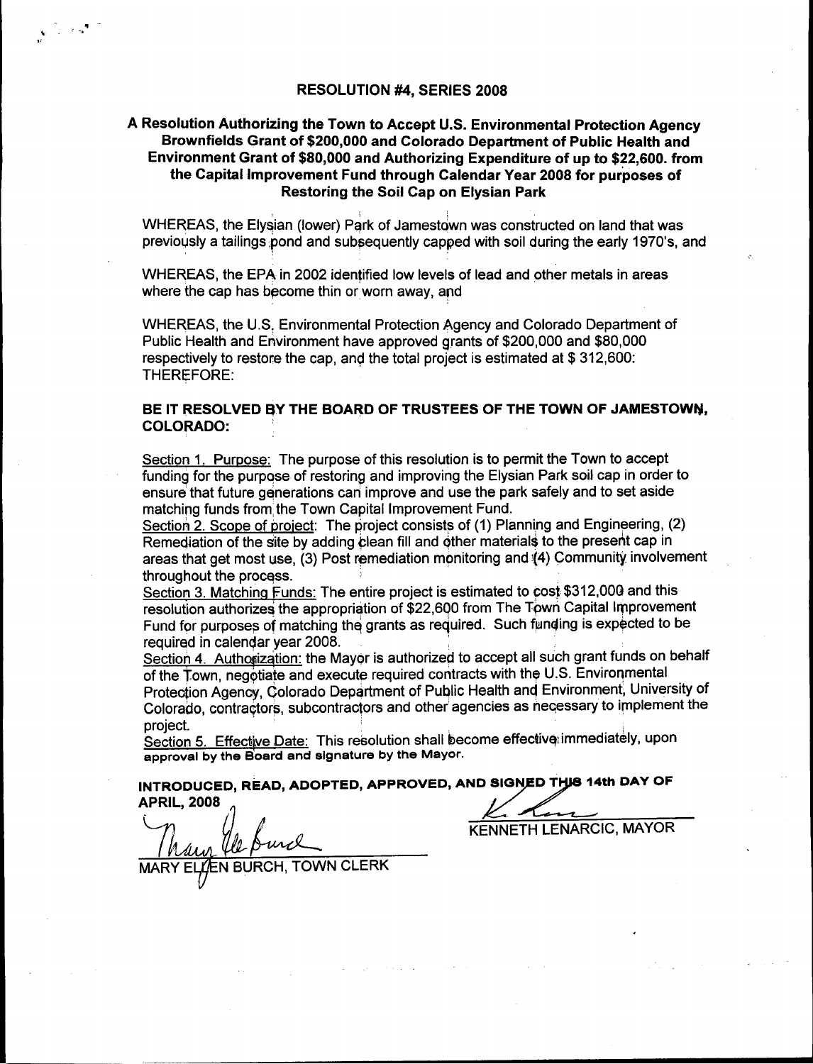# RESOLUTION #4, SERIES 2008

## A Resolution Authorizing the Town to Accept U.S. Environmental Protection Agency Brownfields Grant of $200,000 and Colorado Department of Public Health and Environment Grant of $80,000 and Authorizing Expenditure of up to $22,600. from the Capital Improvement Fund through Calendar Year 2008 for purposes of Restoring the Soil Cap on Elysian Park

WHEREAS, the Elysian (lower) Park of Jamestown was constructed on land that was previously a tailings pond and subsequently capped with soil during the early 1970's, and

WHEREAS, the EPA in 2002 identified low levels of lead and other metals in areas where the cap has become thin or worn away, and

WHEREAS, the U.S. Environmental Protection Agency and Colorado Department of Public Health and Environment have approved grants of $200,000 and $80,000 respectively to restore the cap, and the total project is estimated at $ 312,600: THEREFORE:

**BE IT RESOLVED BY THE BOARD OF TRUSTEES OF THE TOWN OF JAMESTOWN, COLORADO:**

Section 1. Purpose: The purpose of this resolution is to permit the Town to accept funding for the purpose of restoring and improving the Elysian Park soil cap in order to ensure that future generations can improve and use the park safely and to set aside matching funds from the Town Capital Improvement Fund.

Section 2. Scope of project: The project consists of (1) Planning and Engineering, (2) Remediation of the site by adding clean fill and other materials to the present cap in areas that get most use, (3) Post remediation monitoring and (4) Community involvement throughout the process.

Section 3. Matching Funds: The entire project is estimated to cost $312,000 and this resolution authorizes the appropriation of $22,600 from The Town Capital Improvement Fund for purposes of matching the grants as required. Such funding is expected to be required in calendar year 2008.

Section 4. Authorization: the Mayor is authorized to accept all such grant funds on behalf of the Town, negotiate and execute required contracts with the U.S. Environmental Protection Agency, Colorado Department of Public Health and Environment, University of Colorado, contractors, subcontractors and other agencies as necessary to implement the project.

Section 5. Effective Date: This resolution shall become effective immediately, upon **approval by the Board and signature by the Mayor.**

**INTRODUCED, READ, ADOPTED, APPROVED, AND SIGNED THIS 14th DAY OF APRIL, 2008**

KENNETH LENARCIC, MAYOR

MARY ELLEN BURCH, TOWN CLERK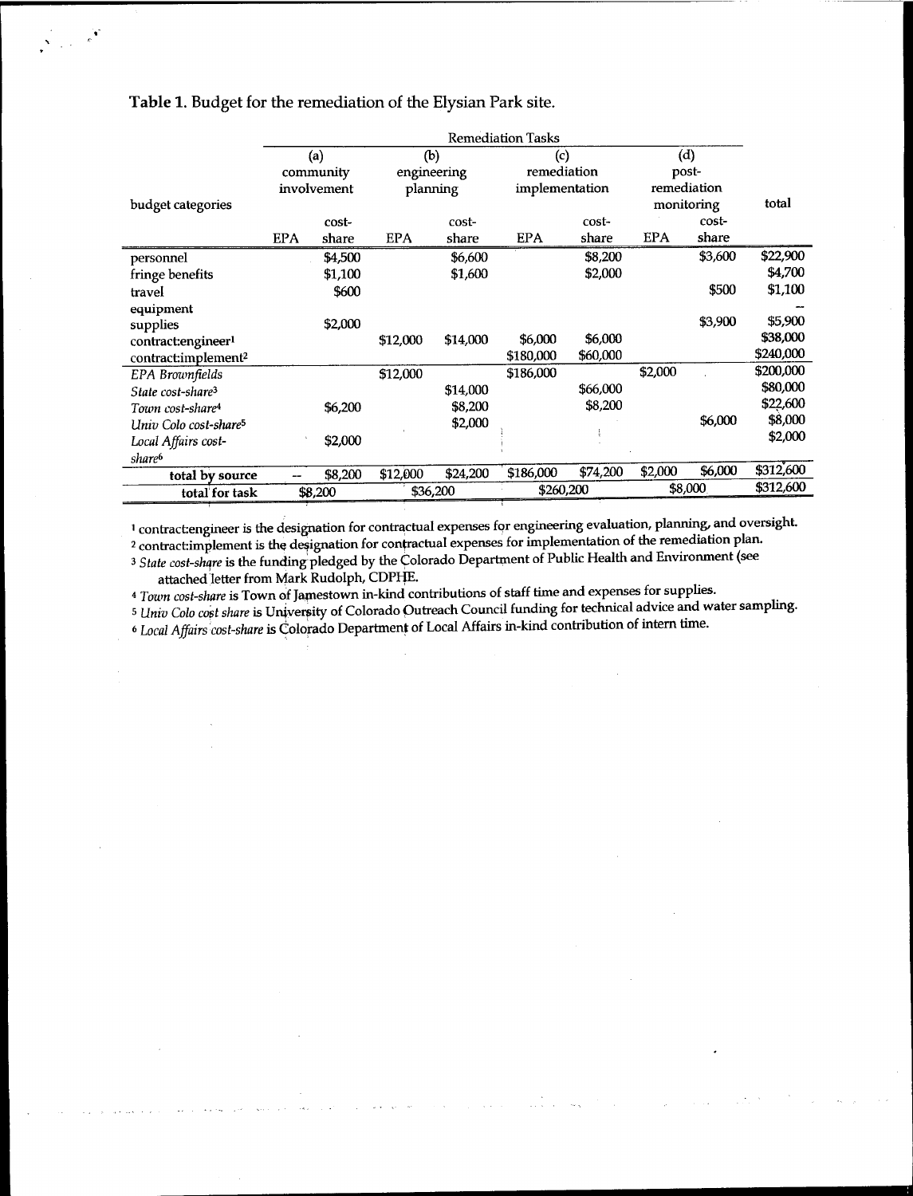**Table 1.** Budget for the remediation of the Elysian Park site.

| budget categories | Remediation Tasks | | | | | | | | total |
|---|---|---|---|---|---|---|---|---|---|
| | (a) community involvement | | (b) engineering planning | | (c) remediation implementation | | (d) post-remediation monitoring | | |
| | EPA | cost-share | EPA | cost-share | EPA | cost-share | EPA | cost-share | |
| personnel | | \$4,500 | | \$6,600 | | \$8,200 | | \$3,600 | \$22,900 |
| fringe benefits | | \$1,100 | | \$1,600 | | \$2,000 | | | \$4,700 |
| travel | | \$600 | | | | | | \$500 | \$1,100 |
| equipment | | | | | | | | | -- |
| supplies | | \$2,000 | | | | | | \$3,900 | \$5,900 |
| contract:engineer[1] | | | \$12,000 | \$14,000 | \$6,000 | \$6,000 | | | \$38,000 |
| contract:implement[2] | | | | | \$180,000 | \$60,000 | | | \$240,000 |
| *EPA Brownfields* | | | \$12,000 | | \$186,000 | | \$2,000 | | \$200,000 |
| *State cost-share*[3] | | | | \$14,000 | | \$66,000 | | | \$80,000 |
| *Town cost-share*[4] | | \$6,200 | | \$8,200 | | \$8,200 | | | \$22,600 |
| *Univ Colo cost-share*[5] | | | | \$2,000 | | | | \$6,000 | \$8,000 |
| *Local Affairs cost-share*[6] | | \$2,000 | | | | | | | \$2,000 |
| **total by source** | -- | \$8,200 | \$12,000 | \$24,200 | \$186,000 | \$74,200 | \$2,000 | \$6,000 | \$312,600 |
| **total for task** | \$8,200 | | \$36,200 | | \$260,200 | | \$8,000 | | \$312,600 |

[1] contract:engineer is the designation for contractual expenses for engineering evaluation, planning, and oversight.

[2] contract:implement is the designation for contractual expenses for implementation of the remediation plan.

[3] *State cost-share* is the funding pledged by the Colorado Department of Public Health and Environment (see attached letter from Mark Rudolph, CDPHE.

[4] *Town cost-share* is Town of Jamestown in-kind contributions of staff time and expenses for supplies.

[5] *Univ Colo cost share* is University of Colorado Outreach Council funding for technical advice and water sampling.

[6] *Local Affairs cost-share* is Colorado Department of Local Affairs in-kind contribution of intern time.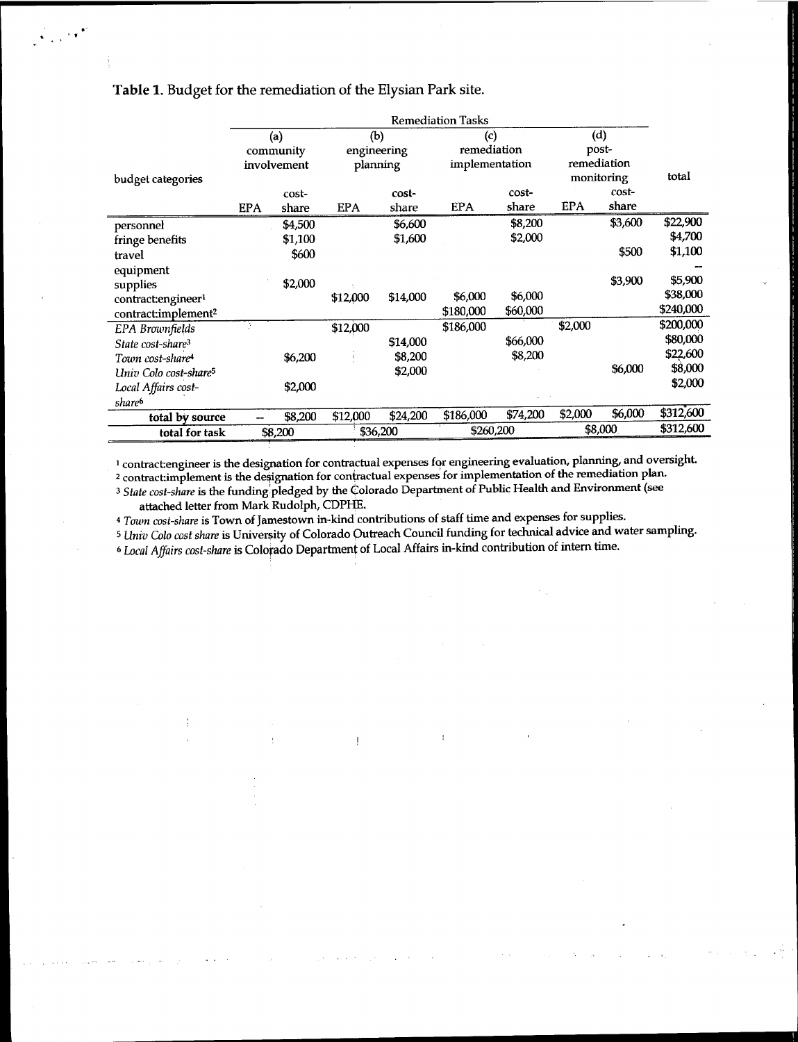**Table 1.** Budget for the remediation of the Elysian Park site.

| budget categories | Remediation Tasks | | | | | | | | total |
|---|---|---|---|---|---|---|---|---|---|
| | (a) community involvement | | (b) engineering planning | | (c) remediation implementation | | (d) post-remediation monitoring | | |
| | EPA | cost-share | EPA | cost-share | EPA | cost-share | EPA | cost-share | |
| personnel | | $4,500 | | $6,600 | | $8,200 | | $3,600 | $22,900 |
| fringe benefits | | $1,100 | | $1,600 | | $2,000 | | | $4,700 |
| travel | | $600 | | | | | | $500 | $1,100 |
| equipment | | | | | | | | | -- |
| supplies | | $2,000 | | | | | | $3,900 | $5,900 |
| contract:engineer[1] | | | $12,000 | $14,000 | $6,000 | $6,000 | | | $38,000 |
| contract:implement[2] | | | | | $180,000 | $60,000 | | | $240,000 |
| *EPA Brownfields* | | | $12,000 | | $186,000 | | $2,000 | | $200,000 |
| *State cost-share*[3] | | | | $14,000 | | $66,000 | | | $80,000 |
| *Town cost-share*[4] | | $6,200 | | $8,200 | | $8,200 | | | $22,600 |
| *Univ Colo cost-share*[5] | | | | $2,000 | | | | $6,000 | $8,000 |
| *Local Affairs cost-share*[6] | | $2,000 | | | | | | | $2,000 |
| **total by source** | -- | $8,200 | $12,000 | $24,200 | $186,000 | $74,200 | $2,000 | $6,000 | $312,600 |
| **total for task** | $8,200 | | $36,200 | | $260,200 | | $8,000 | | $312,600 |

[1] contract:engineer is the designation for contractual expenses for engineering evaluation, planning, and oversight.

[2] contract:implement is the designation for contractual expenses for implementation of the remediation plan.

[3] *State cost-share* is the funding pledged by the Colorado Department of Public Health and Environment (see attached letter from Mark Rudolph, CDPHE.

[4] *Town cost-share* is Town of Jamestown in-kind contributions of staff time and expenses for supplies.

[5] *Univ Colo cost share* is University of Colorado Outreach Council funding for technical advice and water sampling.

[6] *Local Affairs cost-share* is Colorado Department of Local Affairs in-kind contribution of intern time.